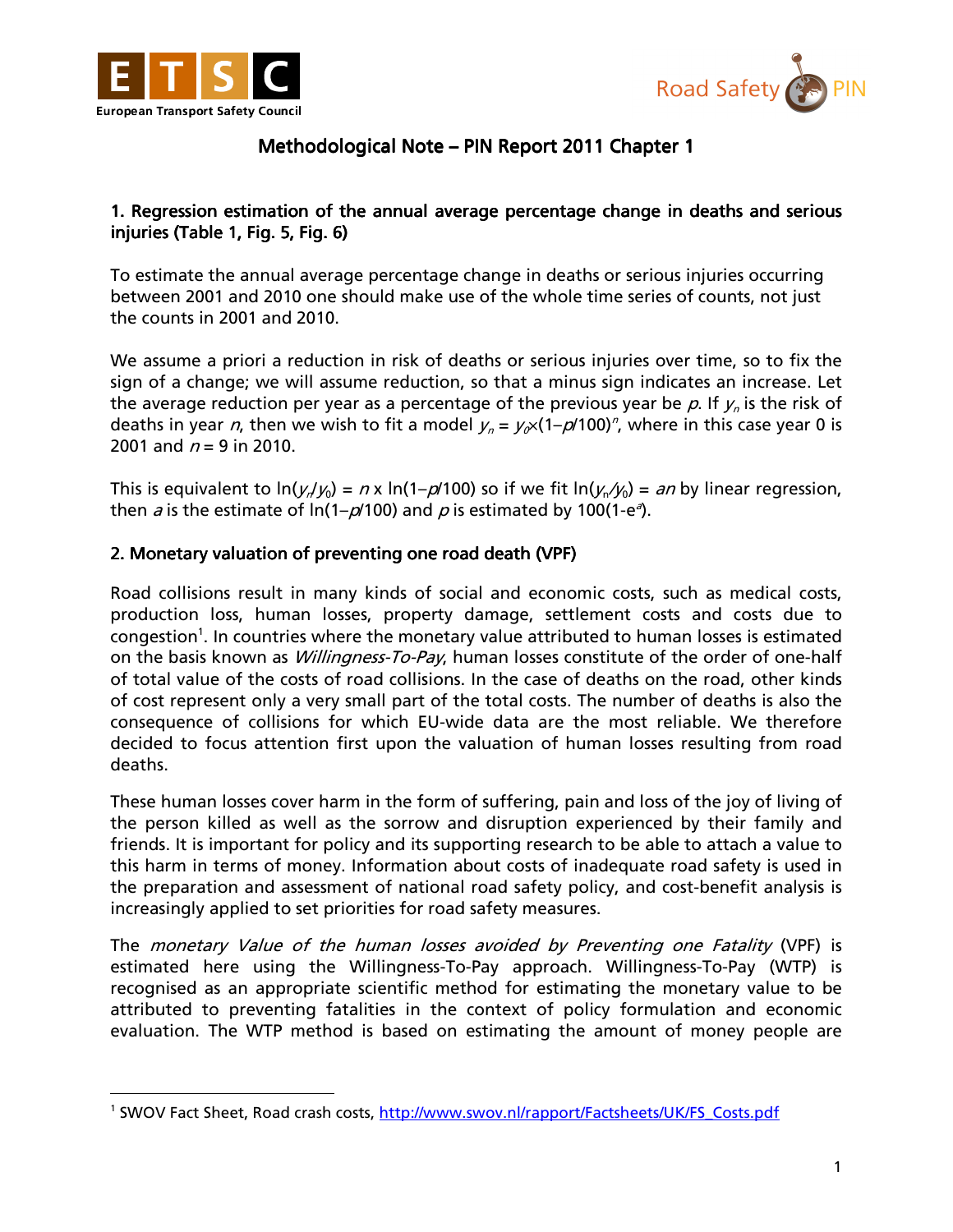# Methodological Note – PIN Report 2011 Chapter 1

## 1. Regression estimation of the annual average percentage change in deaths and serious injuries (Table 1, Fig. 5, Fig. 6)

To estimate the annual average percentage change in deaths or serious injuries occurring between 2001 and 2010 one should make use of the whole time series of counts, not just the counts in 2001 and 2010.

We assume a priori a reduction in risk of deaths or serious injuries over time, so to fix the sign of a change; we will assume reduction, so that a minus sign indicates an increase. Let the average reduction per year as a percentage of the previous year be $p$. If $y_n$ is the risk of deaths in year $n$, then we wish to fit a model $y_n = y_0 \times (1 - p/100)^n$, where in this case year 0 is 2001 and $n = 9$ in 2010.

This is equivalent to $\ln(y_n/y_0) = n \times \ln(1 - p/100)$ so if we fit $\ln(y_n/y_0) = an$ by linear regression, then $a$ is the estimate of $\ln(1 - p/100)$ and $p$ is estimated by $100(1 - e^a)$.

## 2. Monetary valuation of preventing one road death (VPF)

Road collisions result in many kinds of social and economic costs, such as medical costs, production loss, human losses, property damage, settlement costs and costs due to congestion[1]. In countries where the monetary value attributed to human losses is estimated on the basis known as *Willingness-To-Pay*, human losses constitute of the order of one-half of total value of the costs of road collisions. In the case of deaths on the road, other kinds of cost represent only a very small part of the total costs. The number of deaths is also the consequence of collisions for which EU-wide data are the most reliable. We therefore decided to focus attention first upon the valuation of human losses resulting from road deaths.

These human losses cover harm in the form of suffering, pain and loss of the joy of living of the person killed as well as the sorrow and disruption experienced by their family and friends. It is important for policy and its supporting research to be able to attach a value to this harm in terms of money. Information about costs of inadequate road safety is used in the preparation and assessment of national road safety policy, and cost-benefit analysis is increasingly applied to set priorities for road safety measures.

The *monetary Value of the human losses avoided by Preventing one Fatality* (VPF) is estimated here using the Willingness-To-Pay approach. Willingness-To-Pay (WTP) is recognised as an appropriate scientific method for estimating the monetary value to be attributed to preventing fatalities in the context of policy formulation and economic evaluation. The WTP method is based on estimating the amount of money people are

---

[1] SWOV Fact Sheet, Road crash costs, http://www.swov.nl/rapport/Factsheets/UK/FS_Costs.pdf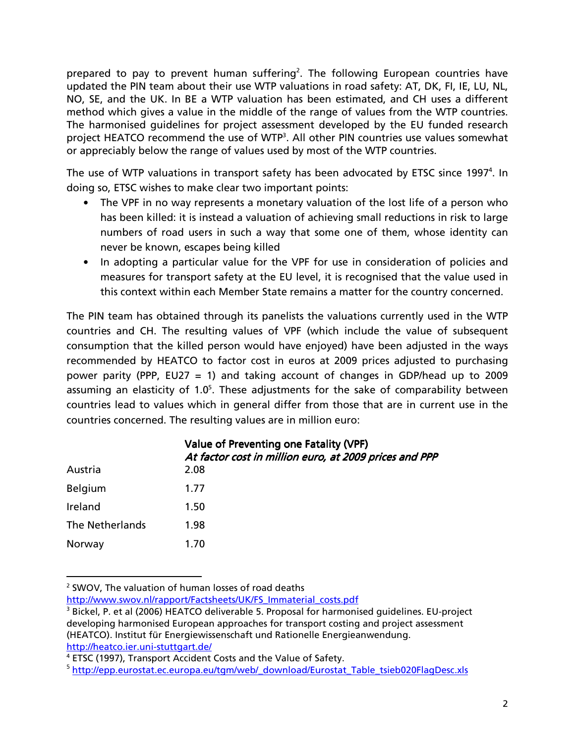prepared to pay to prevent human suffering[2]. The following European countries have updated the PIN team about their use WTP valuations in road safety: AT, DK, FI, IE, LU, NL, NO, SE, and the UK. In BE a WTP valuation has been estimated, and CH uses a different method which gives a value in the middle of the range of values from the WTP countries. The harmonised guidelines for project assessment developed by the EU funded research project HEATCO recommend the use of WTP[3]. All other PIN countries use values somewhat or appreciably below the range of values used by most of the WTP countries.

The use of WTP valuations in transport safety has been advocated by ETSC since 1997[4]. In doing so, ETSC wishes to make clear two important points:

- The VPF in no way represents a monetary valuation of the lost life of a person who has been killed: it is instead a valuation of achieving small reductions in risk to large numbers of road users in such a way that some one of them, whose identity can never be known, escapes being killed
- In adopting a particular value for the VPF for use in consideration of policies and measures for transport safety at the EU level, it is recognised that the value used in this context within each Member State remains a matter for the country concerned.

The PIN team has obtained through its panelists the valuations currently used in the WTP countries and CH. The resulting values of VPF (which include the value of subsequent consumption that the killed person would have enjoyed) have been adjusted in the ways recommended by HEATCO to factor cost in euros at 2009 prices adjusted to purchasing power parity (PPP, EU27 = 1) and taking account of changes in GDP/head up to 2009 assuming an elasticity of 1.0[5]. These adjustments for the sake of comparability between countries lead to values which in general differ from those that are in current use in the countries concerned. The resulting values are in million euro:

| | **Value of Preventing one Fatality (VPF)** *At factor cost in million euro, at 2009 prices and PPP* |
|---|---|
| Austria | 2.08 |
| Belgium | 1.77 |
| Ireland | 1.50 |
| The Netherlands | 1.98 |
| Norway | 1.70 |

[2] SWOV, The valuation of human losses of road deaths http://www.swov.nl/rapport/Factsheets/UK/FS_Immaterial_costs.pdf

[3] Bickel, P. et al (2006) HEATCO deliverable 5. Proposal for harmonised guidelines. EU-project developing harmonised European approaches for transport costing and project assessment (HEATCO). Institut für Energiewissenschaft und Rationelle Energieanwendung. http://heatco.ier.uni-stuttgart.de/

[4] ETSC (1997), Transport Accident Costs and the Value of Safety.

[5] http://epp.eurostat.ec.europa.eu/tgm/web/_download/Eurostat_Table_tsieb020FlagDesc.xls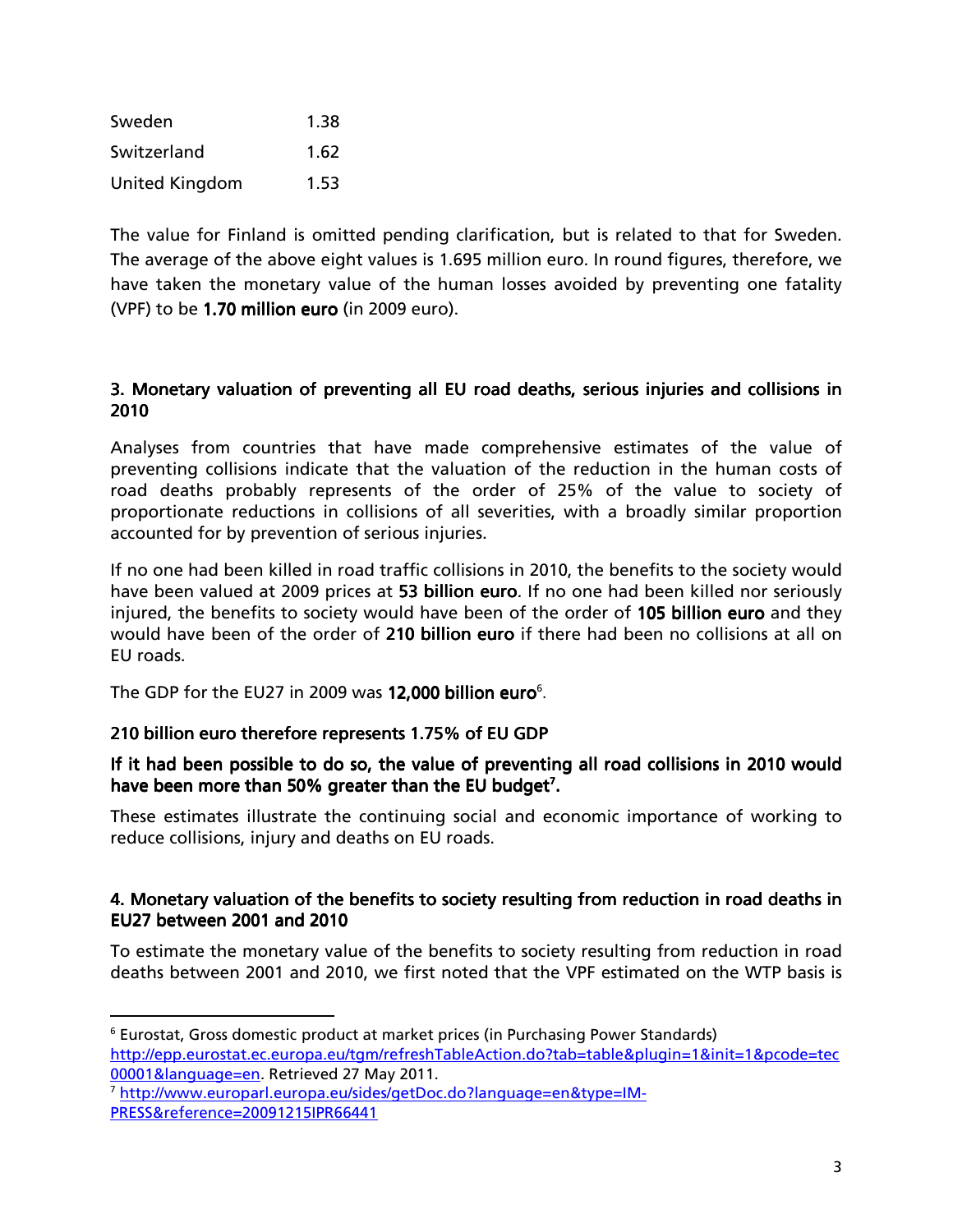| | |
|---|---|
| Sweden | 1.38 |
| Switzerland | 1.62 |
| United Kingdom | 1.53 |

The value for Finland is omitted pending clarification, but is related to that for Sweden. The average of the above eight values is 1.695 million euro. In round figures, therefore, we have taken the monetary value of the human losses avoided by preventing one fatality (VPF) to be **1.70 million euro** (in 2009 euro).

### 3. Monetary valuation of preventing all EU road deaths, serious injuries and collisions in 2010

Analyses from countries that have made comprehensive estimates of the value of preventing collisions indicate that the valuation of the reduction in the human costs of road deaths probably represents of the order of 25% of the value to society of proportionate reductions in collisions of all severities, with a broadly similar proportion accounted for by prevention of serious injuries.

If no one had been killed in road traffic collisions in 2010, the benefits to the society would have been valued at 2009 prices at **53 billion euro**. If no one had been killed nor seriously injured, the benefits to society would have been of the order of **105 billion euro** and they would have been of the order of **210 billion euro** if there had been no collisions at all on EU roads.

The GDP for the EU27 in 2009 was **12,000 billion euro**[6].

**210 billion euro therefore represents 1.75% of EU GDP**

**If it had been possible to do so, the value of preventing all road collisions in 2010 would have been more than 50% greater than the EU budget[7].**

These estimates illustrate the continuing social and economic importance of working to reduce collisions, injury and deaths on EU roads.

### 4. Monetary valuation of the benefits to society resulting from reduction in road deaths in EU27 between 2001 and 2010

To estimate the monetary value of the benefits to society resulting from reduction in road deaths between 2001 and 2010, we first noted that the VPF estimated on the WTP basis is

---

[6] Eurostat, Gross domestic product at market prices (in Purchasing Power Standards) http://epp.eurostat.ec.europa.eu/tgm/refreshTableAction.do?tab=table&plugin=1&init=1&pcode=tec00001&language=en. Retrieved 27 May 2011.

[7] http://www.europarl.europa.eu/sides/getDoc.do?language=en&type=IM-PRESS&reference=20091215IPR66441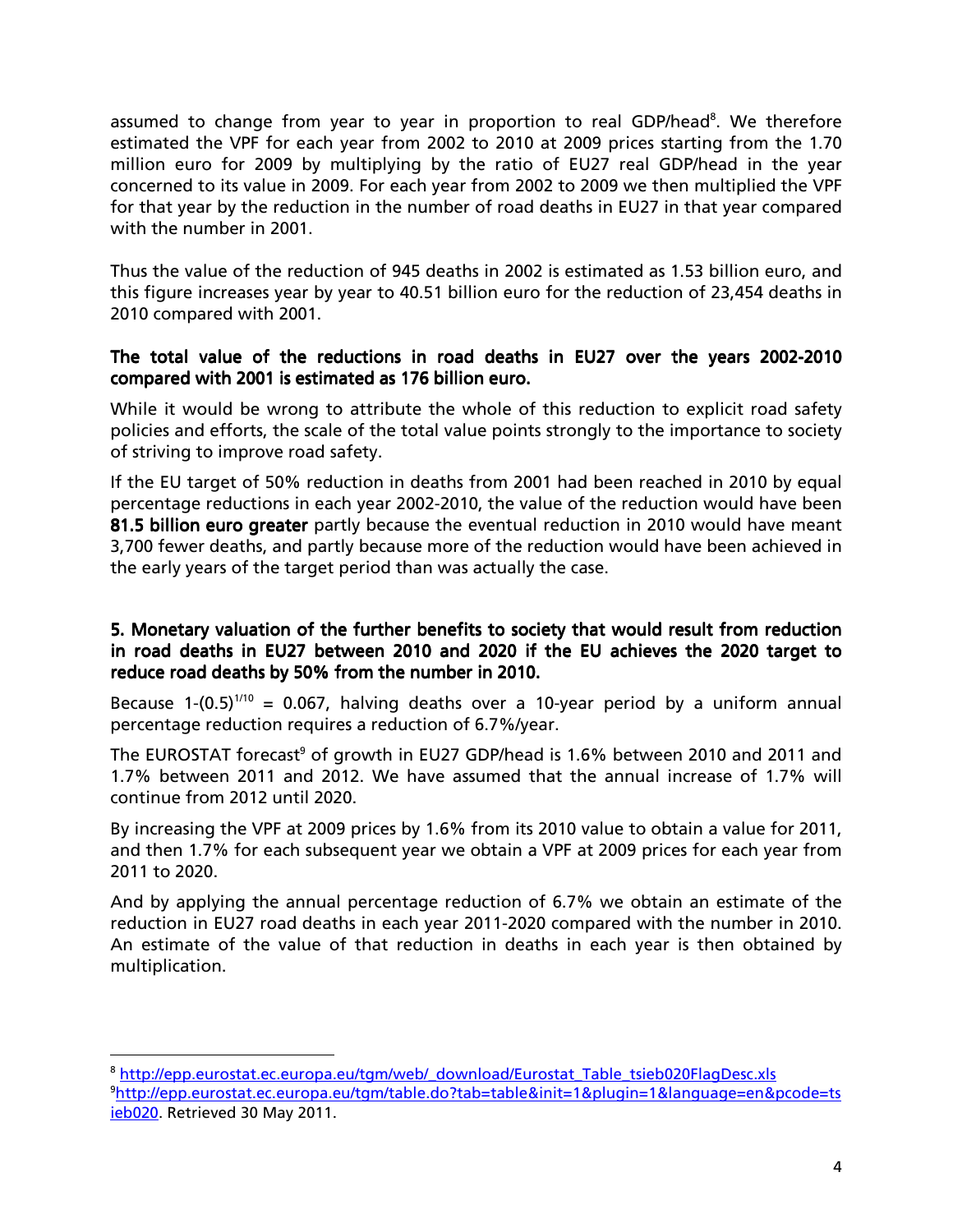assumed to change from year to year in proportion to real GDP/head[8]. We therefore estimated the VPF for each year from 2002 to 2010 at 2009 prices starting from the 1.70 million euro for 2009 by multiplying by the ratio of EU27 real GDP/head in the year concerned to its value in 2009. For each year from 2002 to 2009 we then multiplied the VPF for that year by the reduction in the number of road deaths in EU27 in that year compared with the number in 2001.

Thus the value of the reduction of 945 deaths in 2002 is estimated as 1.53 billion euro, and this figure increases year by year to 40.51 billion euro for the reduction of 23,454 deaths in 2010 compared with 2001.

**The total value of the reductions in road deaths in EU27 over the years 2002-2010 compared with 2001 is estimated as 176 billion euro.**

While it would be wrong to attribute the whole of this reduction to explicit road safety policies and efforts, the scale of the total value points strongly to the importance to society of striving to improve road safety.

If the EU target of 50% reduction in deaths from 2001 had been reached in 2010 by equal percentage reductions in each year 2002-2010, the value of the reduction would have been **81.5 billion euro greater** partly because the eventual reduction in 2010 would have meant 3,700 fewer deaths, and partly because more of the reduction would have been achieved in the early years of the target period than was actually the case.

## 5. Monetary valuation of the further benefits to society that would result from reduction in road deaths in EU27 between 2010 and 2020 if the EU achieves the 2020 target to reduce road deaths by 50% from the number in 2010.

Because $1-(0.5)^{1/10} = 0.067$, halving deaths over a 10-year period by a uniform annual percentage reduction requires a reduction of 6.7%/year.

The EUROSTAT forecast[9] of growth in EU27 GDP/head is 1.6% between 2010 and 2011 and 1.7% between 2011 and 2012. We have assumed that the annual increase of 1.7% will continue from 2012 until 2020.

By increasing the VPF at 2009 prices by 1.6% from its 2010 value to obtain a value for 2011, and then 1.7% for each subsequent year we obtain a VPF at 2009 prices for each year from 2011 to 2020.

And by applying the annual percentage reduction of 6.7% we obtain an estimate of the reduction in EU27 road deaths in each year 2011-2020 compared with the number in 2010. An estimate of the value of that reduction in deaths in each year is then obtained by multiplication.

---

[8] http://epp.eurostat.ec.europa.eu/tgm/web/_download/Eurostat_Table_tsieb020FlagDesc.xls

[9] http://epp.eurostat.ec.europa.eu/tgm/table.do?tab=table&init=1&plugin=1&language=en&pcode=tsieb020. Retrieved 30 May 2011.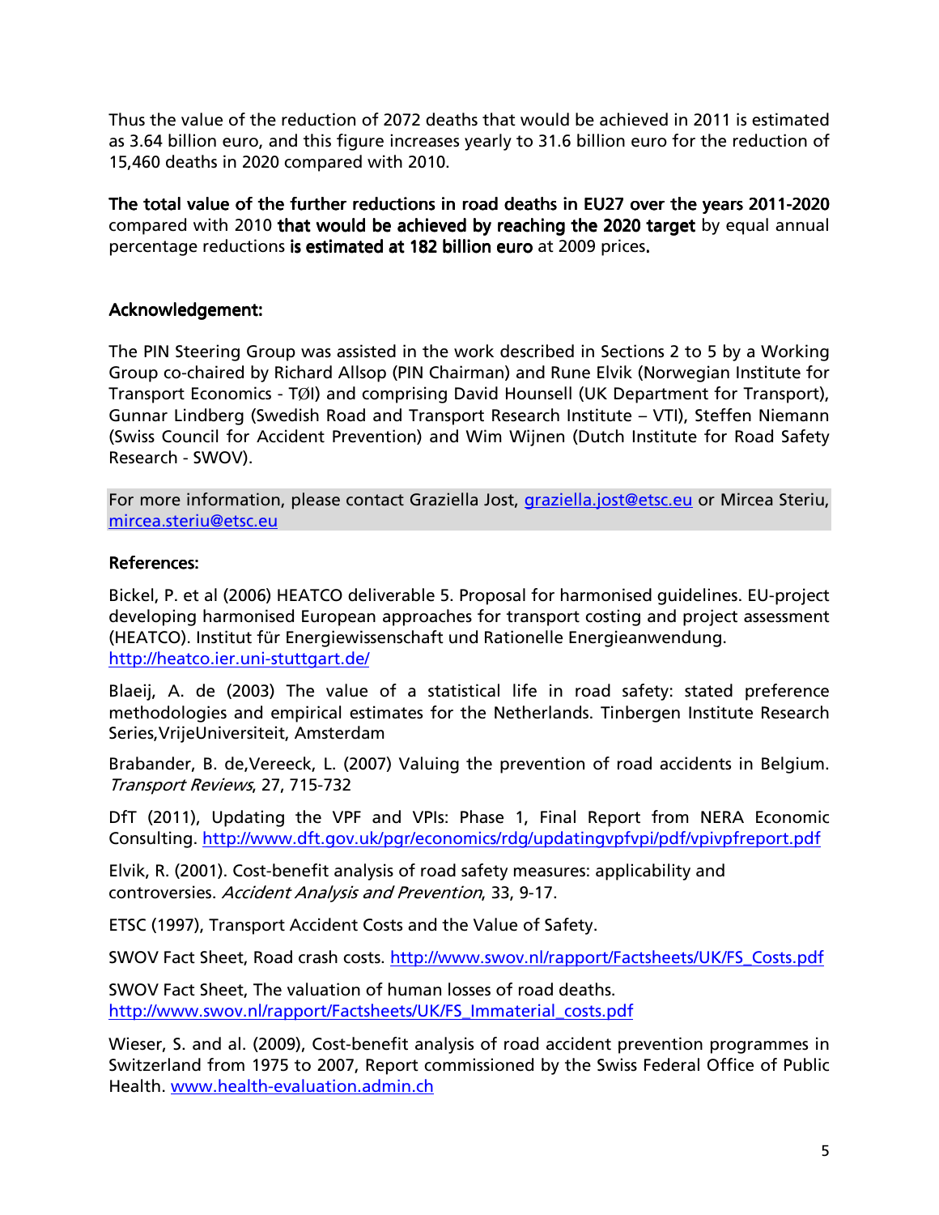Thus the value of the reduction of 2072 deaths that would be achieved in 2011 is estimated as 3.64 billion euro, and this figure increases yearly to 31.6 billion euro for the reduction of 15,460 deaths in 2020 compared with 2010.

**The total value of the further reductions in road deaths in EU27 over the years 2011-2020** compared with 2010 **that would be achieved by reaching the 2020 target** by equal annual percentage reductions **is estimated at 182 billion euro** at 2009 prices**.**

## Acknowledgement:

The PIN Steering Group was assisted in the work described in Sections 2 to 5 by a Working Group co-chaired by Richard Allsop (PIN Chairman) and Rune Elvik (Norwegian Institute for Transport Economics - TØI) and comprising David Hounsell (UK Department for Transport), Gunnar Lindberg (Swedish Road and Transport Research Institute – VTI), Steffen Niemann (Swiss Council for Accident Prevention) and Wim Wijnen (Dutch Institute for Road Safety Research - SWOV).

For more information, please contact Graziella Jost, graziella.jost@etsc.eu or Mircea Steriu, mircea.steriu@etsc.eu

## References:

Bickel, P. et al (2006) HEATCO deliverable 5. Proposal for harmonised guidelines. EU-project developing harmonised European approaches for transport costing and project assessment (HEATCO). Institut für Energiewissenschaft und Rationelle Energieanwendung. http://heatco.ier.uni-stuttgart.de/

Blaeij, A. de (2003) The value of a statistical life in road safety: stated preference methodologies and empirical estimates for the Netherlands. Tinbergen Institute Research Series,VrijeUniversiteit, Amsterdam

Brabander, B. de,Vereeck, L. (2007) Valuing the prevention of road accidents in Belgium. *Transport Reviews*, 27, 715-732

DfT (2011), Updating the VPF and VPIs: Phase 1, Final Report from NERA Economic Consulting. http://www.dft.gov.uk/pgr/economics/rdg/updatingvpfvpi/pdf/vpivpfreport.pdf

Elvik, R. (2001). Cost-benefit analysis of road safety measures: applicability and controversies. *Accident Analysis and Prevention*, 33, 9-17.

ETSC (1997), Transport Accident Costs and the Value of Safety.

SWOV Fact Sheet, Road crash costs. http://www.swov.nl/rapport/Factsheets/UK/FS_Costs.pdf

SWOV Fact Sheet, The valuation of human losses of road deaths. http://www.swov.nl/rapport/Factsheets/UK/FS_Immaterial_costs.pdf

Wieser, S. and al. (2009), Cost-benefit analysis of road accident prevention programmes in Switzerland from 1975 to 2007, Report commissioned by the Swiss Federal Office of Public Health. www.health-evaluation.admin.ch